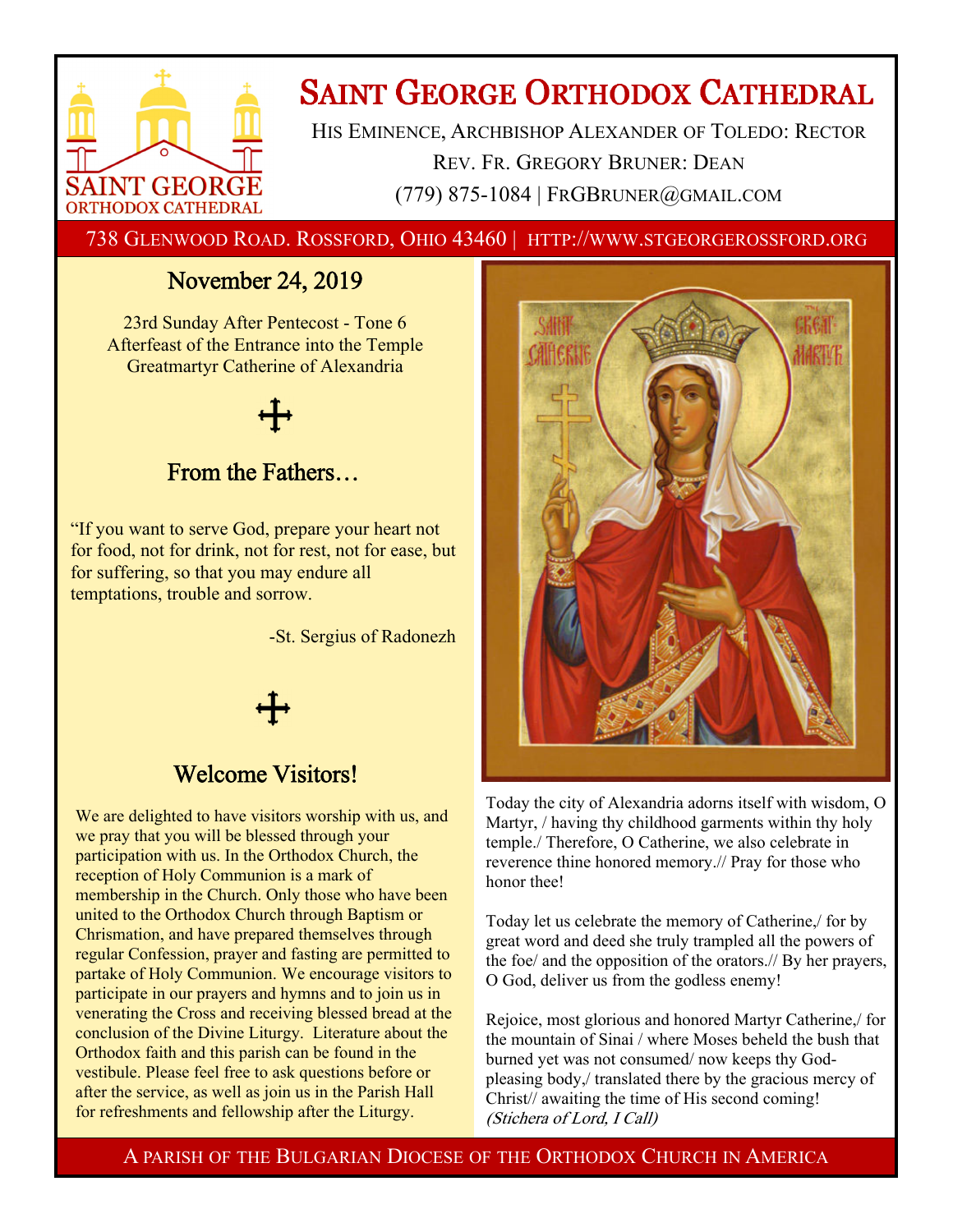# Saint George Orthodox Cathedral

His Eminence, Archbishop Alexander of Toledo: Rector

Rev. Fr. Gregory Bruner: Dean

(779) 875-1084 | FrGBruner@gmail.com

738 Glenwood Road. Rossford, Ohio 43460 | http://www.stgeorgerossford.org

## November 24, 2019

23rd Sunday After Pentecost - Tone 6

Afterfeast of the Entrance into the Temple

Greatmartyr Catherine of Alexandria

## From the Fathers…

"If you want to serve God, prepare your heart not for food, not for drink, not for rest, not for ease, but for suffering, so that you may endure all temptations, trouble and sorrow.

-St. Sergius of Radonezh

## Welcome Visitors!

We are delighted to have visitors worship with us, and we pray that you will be blessed through your participation with us. In the Orthodox Church, the reception of Holy Communion is a mark of membership in the Church. Only those who have been united to the Orthodox Church through Baptism or Chrismation, and have prepared themselves through regular Confession, prayer and fasting are permitted to partake of Holy Communion. We encourage visitors to participate in our prayers and hymns and to join us in venerating the Cross and receiving blessed bread at the conclusion of the Divine Liturgy. Literature about the Orthodox faith and this parish can be found in the vestibule. Please feel free to ask questions before or after the service, as well as join us in the Parish Hall for refreshments and fellowship after the Liturgy.

Today the city of Alexandria adorns itself with wisdom, O Martyr, / having thy childhood garments within thy holy temple./ Therefore, O Catherine, we also celebrate in reverence thine honored memory.// Pray for those who honor thee!

Today let us celebrate the memory of Catherine,/ for by great word and deed she truly trampled all the powers of the foe/ and the opposition of the orators.// By her prayers, O God, deliver us from the godless enemy!

Rejoice, most glorious and honored Martyr Catherine,/ for the mountain of Sinai / where Moses beheld the bush that burned yet was not consumed/ now keeps thy God-pleasing body,/ translated there by the gracious mercy of Christ// awaiting the time of His second coming! *(Stichera of Lord, I Call)*

A parish of the Bulgarian Diocese of the Orthodox Church in America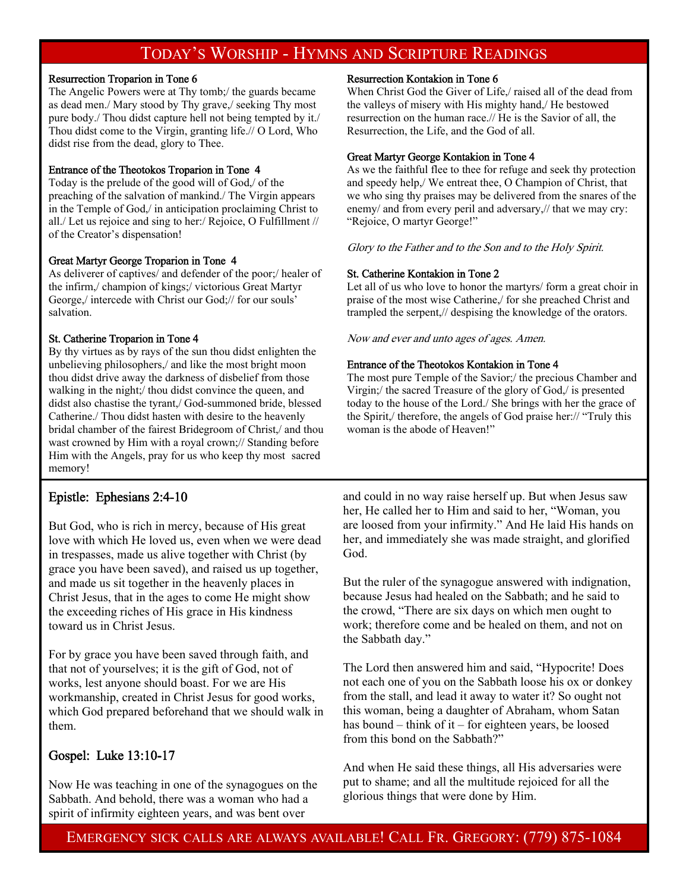# Today's Worship - Hymns and Scripture Readings

**Resurrection Troparion in Tone 6**
The Angelic Powers were at Thy tomb;/ the guards became as dead men./ Mary stood by Thy grave,/ seeking Thy most pure body./ Thou didst capture hell not being tempted by it./ Thou didst come to the Virgin, granting life.// O Lord, Who didst rise from the dead, glory to Thee.

**Entrance of the Theotokos Troparion in Tone 4**
Today is the prelude of the good will of God,/ of the preaching of the salvation of mankind./ The Virgin appears in the Temple of God,/ in anticipation proclaiming Christ to all./ Let us rejoice and sing to her:/ Rejoice, O Fulfillment // of the Creator's dispensation!

**Great Martyr George Troparion in Tone 4**
As deliverer of captives/ and defender of the poor;/ healer of the infirm,/ champion of kings;/ victorious Great Martyr George,/ intercede with Christ our God;// for our souls' salvation.

**St. Catherine Troparion in Tone 4**
By thy virtues as by rays of the sun thou didst enlighten the unbelieving philosophers,/ and like the most bright moon thou didst drive away the darkness of disbelief from those walking in the night;/ thou didst convince the queen, and didst also chastise the tyrant,/ God-summoned bride, blessed Catherine./ Thou didst hasten with desire to the heavenly bridal chamber of the fairest Bridegroom of Christ,/ and thou wast crowned by Him with a royal crown;// Standing before Him with the Angels, pray for us who keep thy most sacred memory!

**Resurrection Kontakion in Tone 6**
When Christ God the Giver of Life,/ raised all of the dead from the valleys of misery with His mighty hand,/ He bestowed resurrection on the human race.// He is the Savior of all, the Resurrection, the Life, and the God of all.

**Great Martyr George Kontakion in Tone 4**
As we the faithful flee to thee for refuge and seek thy protection and speedy help,/ We entreat thee, O Champion of Christ, that we who sing thy praises may be delivered from the snares of the enemy/ and from every peril and adversary,// that we may cry: "Rejoice, O martyr George!"

*Glory to the Father and to the Son and to the Holy Spirit.*

**St. Catherine Kontakion in Tone 2**
Let all of us who love to honor the martyrs/ form a great choir in praise of the most wise Catherine,/ for she preached Christ and trampled the serpent,// despising the knowledge of the orators.

*Now and ever and unto ages of ages. Amen.*

**Entrance of the Theotokos Kontakion in Tone 4**
The most pure Temple of the Savior;/ the precious Chamber and Virgin;/ the sacred Treasure of the glory of God,/ is presented today to the house of the Lord./ She brings with her the grace of the Spirit,/ therefore, the angels of God praise her:// "Truly this woman is the abode of Heaven!"

## Epistle: Ephesians 2:4-10

But God, who is rich in mercy, because of His great love with which He loved us, even when we were dead in trespasses, made us alive together with Christ (by grace you have been saved), and raised us up together, and made us sit together in the heavenly places in Christ Jesus, that in the ages to come He might show the exceeding riches of His grace in His kindness toward us in Christ Jesus.

For by grace you have been saved through faith, and that not of yourselves; it is the gift of God, not of works, lest anyone should boast. For we are His workmanship, created in Christ Jesus for good works, which God prepared beforehand that we should walk in them.

## Gospel: Luke 13:10-17

Now He was teaching in one of the synagogues on the Sabbath. And behold, there was a woman who had a spirit of infirmity eighteen years, and was bent over and could in no way raise herself up. But when Jesus saw her, He called her to Him and said to her, "Woman, you are loosed from your infirmity." And He laid His hands on her, and immediately she was made straight, and glorified God.

But the ruler of the synagogue answered with indignation, because Jesus had healed on the Sabbath; and he said to the crowd, "There are six days on which men ought to work; therefore come and be healed on them, and not on the Sabbath day."

The Lord then answered him and said, "Hypocrite! Does not each one of you on the Sabbath loose his ox or donkey from the stall, and lead it away to water it? So ought not this woman, being a daughter of Abraham, whom Satan has bound – think of it – for eighteen years, be loosed from this bond on the Sabbath?"

And when He said these things, all His adversaries were put to shame; and all the multitude rejoiced for all the glorious things that were done by Him.

Emergency sick calls are always available! Call Fr. Gregory: (779) 875-1084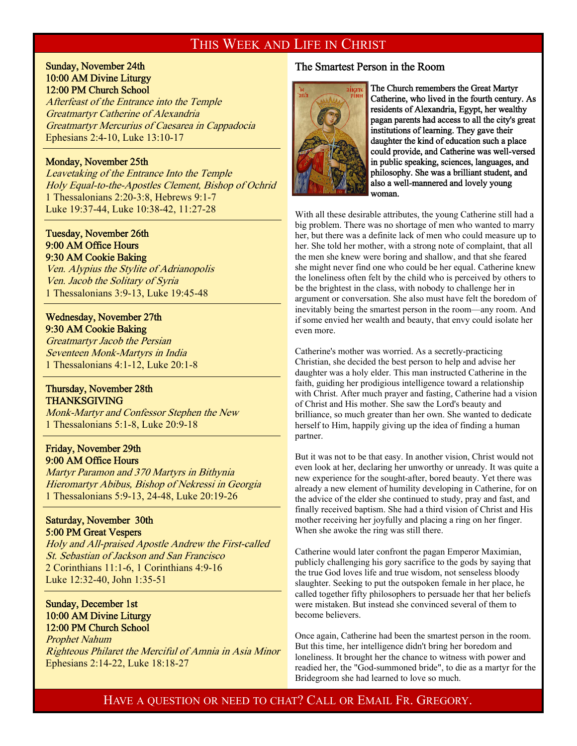# This Week and Life in Christ

**Sunday, November 24th**
**10:00 AM Divine Liturgy**
**12:00 PM Church School**
*Afterfeast of the Entrance into the Temple*
*Greatmartyr Catherine of Alexandria*
*Greatmartyr Mercurius of Caesarea in Cappadocia*
Ephesians 2:4-10, Luke 13:10-17

---

**Monday, November 25th**
*Leavetaking of the Entrance Into the Temple*
*Holy Equal-to-the-Apostles Clement, Bishop of Ochrid*
1 Thessalonians 2:20-3:8, Hebrews 9:1-7
Luke 19:37-44, Luke 10:38-42, 11:27-28

---

**Tuesday, November 26th**
**9:00 AM Office Hours**
**9:30 AM Cookie Baking**
*Ven. Alypius the Stylite of Adrianopolis*
*Ven. Jacob the Solitary of Syria*
1 Thessalonians 3:9-13, Luke 19:45-48

---

**Wednesday, November 27th**
**9:30 AM Cookie Baking**
*Greatmartyr Jacob the Persian*
*Seventeen Monk-Martyrs in India*
1 Thessalonians 4:1-12, Luke 20:1-8

---

**Thursday, November 28th**
**THANKSGIVING**
*Monk-Martyr and Confessor Stephen the New*
1 Thessalonians 5:1-8, Luke 20:9-18

---

**Friday, November 29th**
**9:00 AM Office Hours**
*Martyr Paramon and 370 Martyrs in Bithynia*
*Hieromartyr Abibus, Bishop of Nekressi in Georgia*
1 Thessalonians 5:9-13, 24-48, Luke 20:19-26

---

**Saturday, November 30th**
**5:00 PM Great Vespers**
*Holy and All-praised Apostle Andrew the First-called*
*St. Sebastian of Jackson and San Francisco*
2 Corinthians 11:1-6, 1 Corinthians 4:9-16
Luke 12:32-40, John 1:35-51

---

**Sunday, December 1st**
**10:00 AM Divine Liturgy**
**12:00 PM Church School**
*Prophet Nahum*
*Righteous Philaret the Merciful of Amnia in Asia Minor*
Ephesians 2:14-22, Luke 18:18-27

## The Smartest Person in the Room

The Church remembers the Great Martyr Catherine, who lived in the fourth century. As residents of Alexandria, Egypt, her wealthy pagan parents had access to all the city's great institutions of learning. They gave their daughter the kind of education such a place could provide, and Catherine was well-versed in public speaking, sciences, languages, and philosophy. She was a brilliant student, and also a well-mannered and lovely young woman.

With all these desirable attributes, the young Catherine still had a big problem. There was no shortage of men who wanted to marry her, but there was a definite lack of men who could measure up to her. She told her mother, with a strong note of complaint, that all the men she knew were boring and shallow, and that she feared she might never find one who could be her equal. Catherine knew the loneliness often felt by the child who is perceived by others to be the brightest in the class, with nobody to challenge her in argument or conversation. She also must have felt the boredom of inevitably being the smartest person in the room—any room. And if some envied her wealth and beauty, that envy could isolate her even more.

Catherine's mother was worried. As a secretly-practicing Christian, she decided the best person to help and advise her daughter was a holy elder. This man instructed Catherine in the faith, guiding her prodigious intelligence toward a relationship with Christ. After much prayer and fasting, Catherine had a vision of Christ and His mother. She saw the Lord's beauty and brilliance, so much greater than her own. She wanted to dedicate herself to Him, happily giving up the idea of finding a human partner.

But it was not to be that easy. In another vision, Christ would not even look at her, declaring her unworthy or unready. It was quite a new experience for the sought-after, bored beauty. Yet there was already a new element of humility developing in Catherine, for on the advice of the elder she continued to study, pray and fast, and finally received baptism. She had a third vision of Christ and His mother receiving her joyfully and placing a ring on her finger. When she awoke the ring was still there.

Catherine would later confront the pagan Emperor Maximian, publicly challenging his gory sacrifice to the gods by saying that the true God loves life and true wisdom, not senseless bloody slaughter. Seeking to put the outspoken female in her place, he called together fifty philosophers to persuade her that her beliefs were mistaken. But instead she convinced several of them to become believers.

Once again, Catherine had been the smartest person in the room. But this time, her intelligence didn't bring her boredom and loneliness. It brought her the chance to witness with power and readied her, the "God-summoned bride", to die as a martyr for the Bridegroom she had learned to love so much.

Have a question or need to chat? Call or Email Fr. Gregory.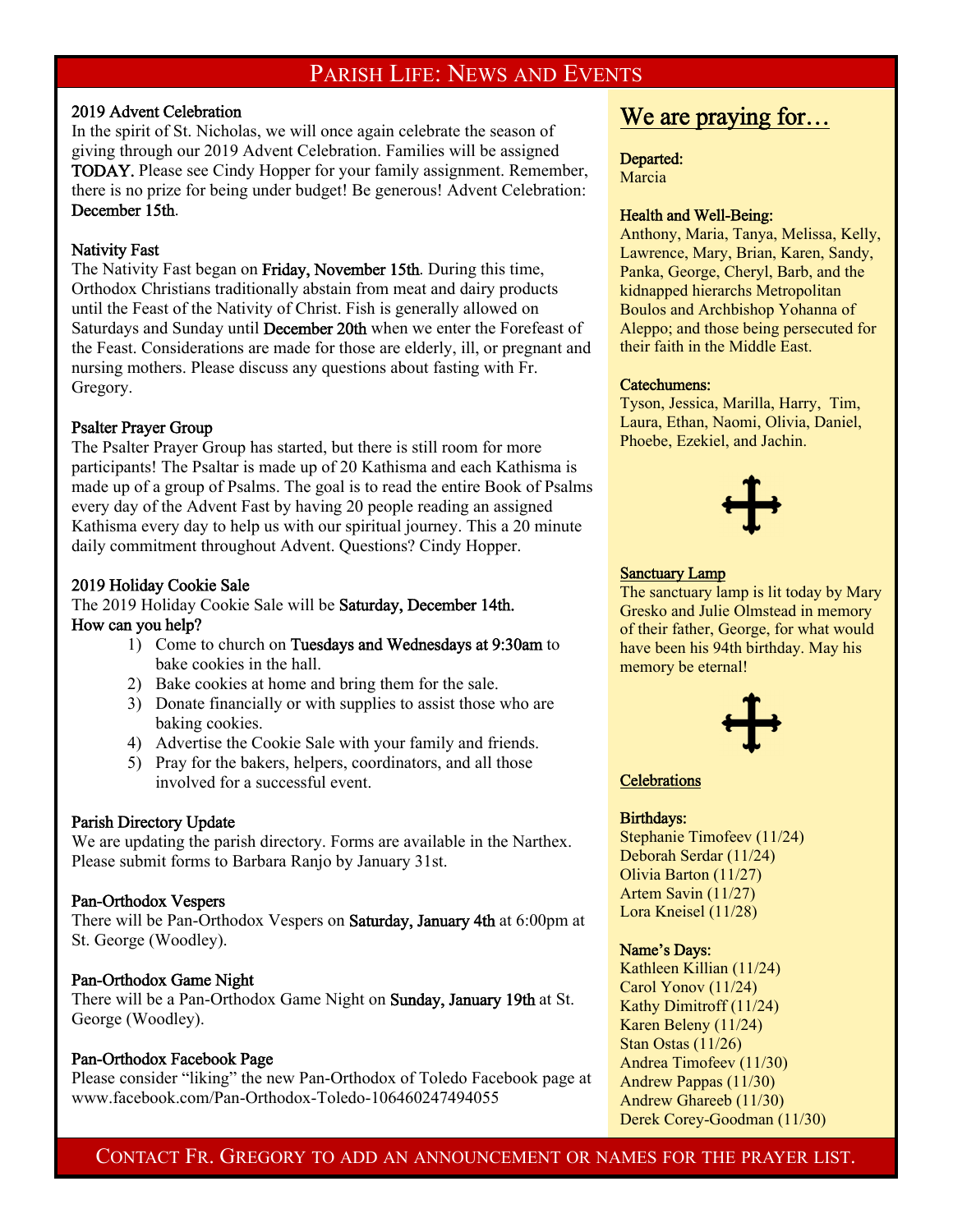# Parish Life: News and Events

### 2019 Advent Celebration

In the spirit of St. Nicholas, we will once again celebrate the season of giving through our 2019 Advent Celebration. Families will be assigned **TODAY.** Please see Cindy Hopper for your family assignment. Remember, there is no prize for being under budget! Be generous! Advent Celebration: December 15th.

### Nativity Fast

The Nativity Fast began on Friday, November 15th. During this time, Orthodox Christians traditionally abstain from meat and dairy products until the Feast of the Nativity of Christ. Fish is generally allowed on Saturdays and Sunday until December 20th when we enter the Forefeast of the Feast. Considerations are made for those are elderly, ill, or pregnant and nursing mothers. Please discuss any questions about fasting with Fr. Gregory.

### Psalter Prayer Group

The Psalter Prayer Group has started, but there is still room for more participants! The Psaltar is made up of 20 Kathisma and each Kathisma is made up of a group of Psalms. The goal is to read the entire Book of Psalms every day of the Advent Fast by having 20 people reading an assigned Kathisma every day to help us with our spiritual journey. This a 20 minute daily commitment throughout Advent. Questions? Cindy Hopper.

### 2019 Holiday Cookie Sale

The 2019 Holiday Cookie Sale will be Saturday, December 14th.
How can you help?

1) Come to church on Tuesdays and Wednesdays at 9:30am to bake cookies in the hall.
2) Bake cookies at home and bring them for the sale.
3) Donate financially or with supplies to assist those who are baking cookies.
4) Advertise the Cookie Sale with your family and friends.
5) Pray for the bakers, helpers, coordinators, and all those involved for a successful event.

### Parish Directory Update

We are updating the parish directory. Forms are available in the Narthex. Please submit forms to Barbara Ranjo by January 31st.

### Pan-Orthodox Vespers

There will be Pan-Orthodox Vespers on Saturday, January 4th at 6:00pm at St. George (Woodley).

### Pan-Orthodox Game Night

There will be a Pan-Orthodox Game Night on Sunday, January 19th at St. George (Woodley).

### Pan-Orthodox Facebook Page

Please consider "liking" the new Pan-Orthodox of Toledo Facebook page at www.facebook.com/Pan-Orthodox-Toledo-106460247494055

## We are praying for…

**Departed:**
Marcia

**Health and Well-Being:**
Anthony, Maria, Tanya, Melissa, Kelly, Lawrence, Mary, Brian, Karen, Sandy, Panka, George, Cheryl, Barb, and the kidnapped hierarchs Metropolitan Boulos and Archbishop Yohanna of Aleppo; and those being persecuted for their faith in the Middle East.

**Catechumens:**
Tyson, Jessica, Marilla, Harry, Tim, Laura, Ethan, Naomi, Olivia, Daniel, Phoebe, Ezekiel, and Jachin.

### Sanctuary Lamp

The sanctuary lamp is lit today by Mary Gresko and Julie Olmstead in memory of their father, George, for what would have been his 94th birthday. May his memory be eternal!

### Celebrations

**Birthdays:**
Stephanie Timofeev (11/24)
Deborah Serdar (11/24)
Olivia Barton (11/27)
Artem Savin (11/27)
Lora Kneisel (11/28)

**Name's Days:**
Kathleen Killian (11/24)
Carol Yonov (11/24)
Kathy Dimitroff (11/24)
Karen Beleny (11/24)
Stan Ostas (11/26)
Andrea Timofeev (11/30)
Andrew Pappas (11/30)
Andrew Ghareeb (11/30)
Derek Corey-Goodman (11/30)

Contact Fr. Gregory to add an announcement or names for the prayer list.